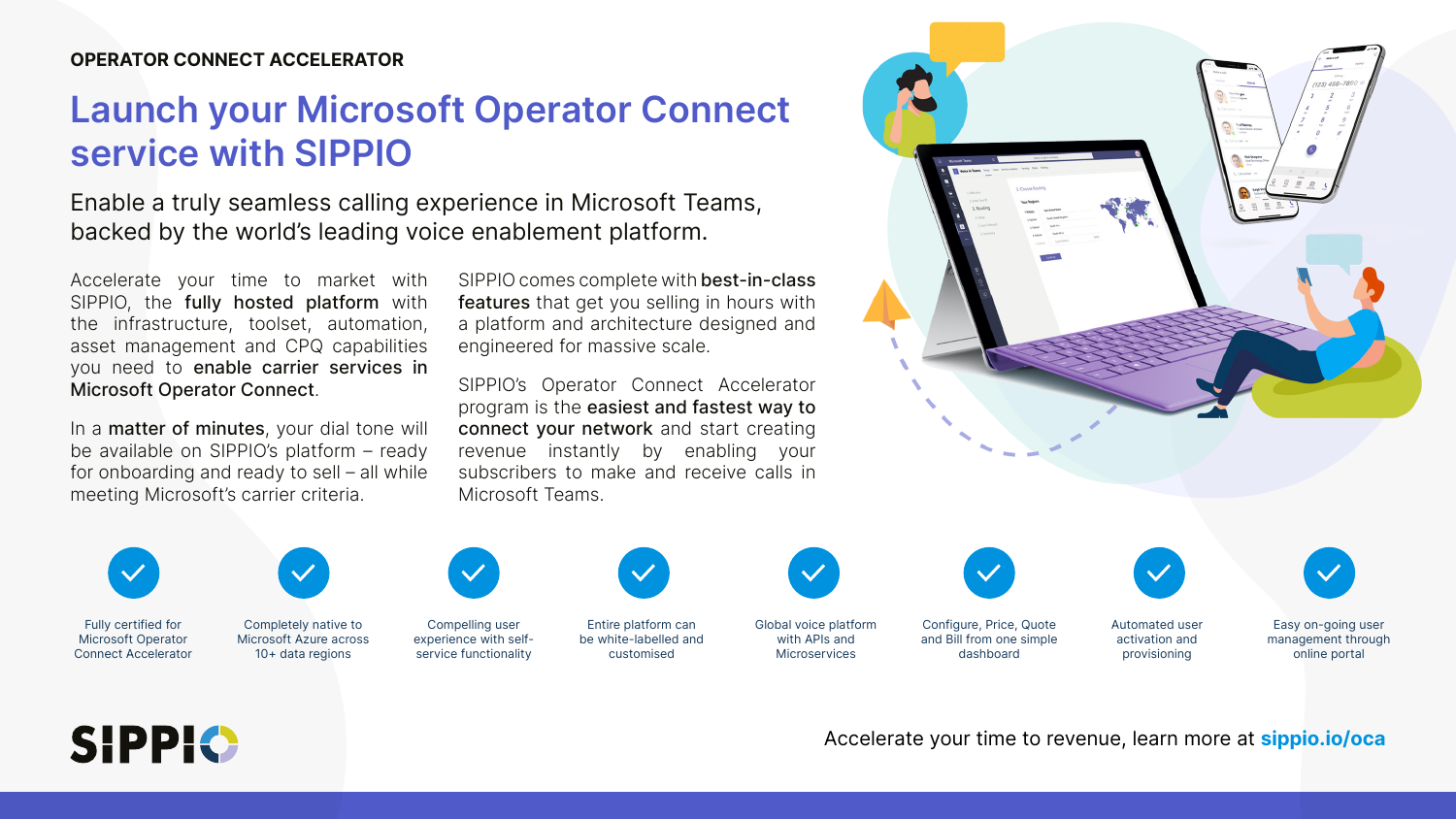OPERATOR CONNECT ACCELERATOR

# Launch your Microsoft Operator Connect service with SIPPIO

## Enable a truly seamless calling experience in Microsoft Teams, backed by the world's leading voice enablement platform.

Accelerate your time to market with SIPPIO, the **fully hosted platform** with the infrastructure, toolset, automation, asset management and CPQ capabilities you need to **enable carrier services in Microsoft Operator Connect**.

In a **matter of minutes**, your dial tone will be available on SIPPIO's platform – ready for onboarding and ready to sell – all while meeting Microsoft's carrier criteria.

SIPPIO comes complete with **best-in-class features** that get you selling in hours with a platform and architecture designed and engineered for massive scale.

SIPPIO's Operator Connect Accelerator program is the **easiest and fastest way to connect your network** and start creating revenue instantly by enabling your subscribers to make and receive calls in Microsoft Teams.

- Fully certified for Microsoft Operator Connect Accelerator
- Completely native to Microsoft Azure across 10+ data regions
- Compelling user experience with self-service functionality
- Entire platform can be white-labelled and customised
- Global voice platform with APIs and Microservices
- Configure, Price, Quote and Bill from one simple dashboard
- Automated user activation and provisioning
- Easy on-going user management through online portal

SIPPIO

Accelerate your time to revenue, learn more at **sippio.io/oca**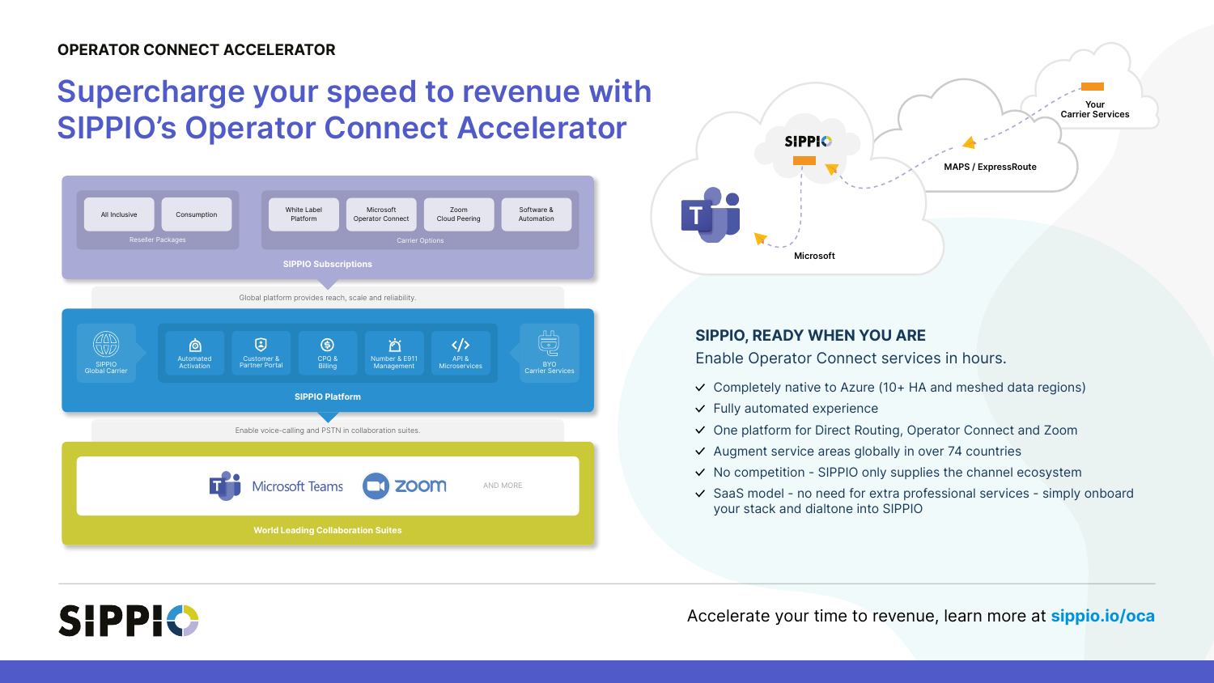OPERATOR CONNECT ACCELERATOR

# Supercharge your speed to revenue with SIPPIO's Operator Connect Accelerator

All Inclusive
Consumption
Reseller Packages

White Label Platform
Microsoft Operator Connect
Zoom Cloud Peering
Software & Automation
Carrier Options

SIPPIO Subscriptions

Global platform provides reach, scale and reliability.

SIPPIO Global Carrier
Automated Activation
Customer & Partner Portal
CPQ & Billing
Number & E911 Management
API & Microservices
BYO Carrier Services

SIPPIO Platform

Enable voice-calling and PSTN in collaboration suites.

Microsoft Teams
zoom
AND MORE

World Leading Collaboration Suites

SIPPIO
Microsoft
MAPS / ExpressRoute
Your Carrier Services

## SIPPIO, READY WHEN YOU ARE

Enable Operator Connect services in hours.

- Completely native to Azure (10+ HA and meshed data regions)
- Fully automated experience
- One platform for Direct Routing, Operator Connect and Zoom
- Augment service areas globally in over 74 countries
- No competition - SIPPIO only supplies the channel ecosystem
- SaaS model - no need for extra professional services - simply onboard your stack and dialtone into SIPPIO

SIPPIO

Accelerate your time to revenue, learn more at **sippio.io/oca**